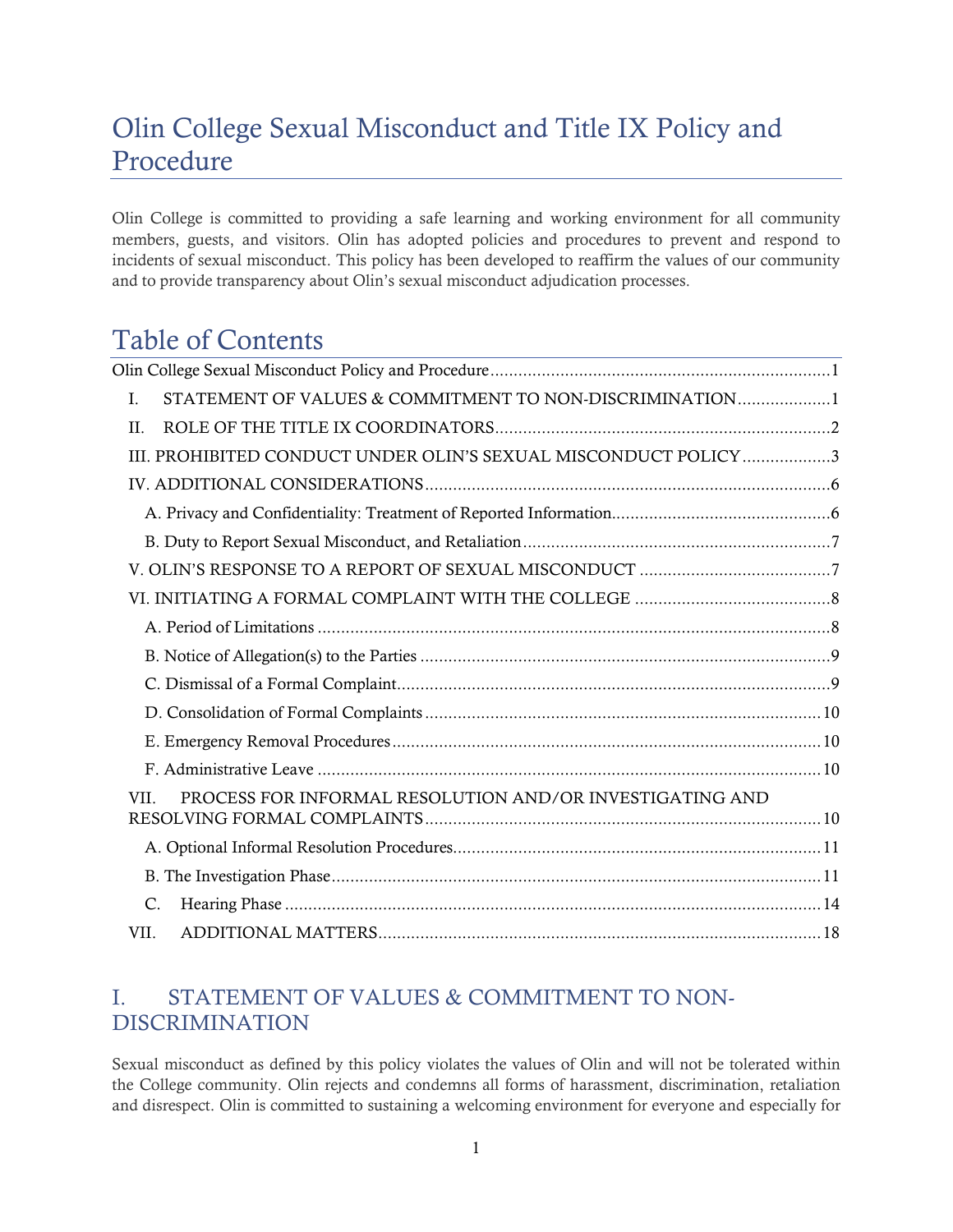# Olin College Sexual Misconduct and Title IX Policy and Procedure

Olin College is committed to providing a safe learning and working environment for all community members, guests, and visitors. Olin has adopted policies and procedures to prevent and respond to incidents of sexual misconduct. This policy has been developed to reaffirm the values of our community and to provide transparency about Olin's sexual misconduct adjudication processes.

# Table of Contents

Olin College Sexual Misconduct Policy and Procedure ........ 1

- I. STATEMENT OF VALUES & COMMITMENT TO NON-DISCRIMINATION ........ 1
- II. ROLE OF THE TITLE IX COORDINATORS ........ 2
- III. PROHIBITED CONDUCT UNDER OLIN'S SEXUAL MISCONDUCT POLICY ........ 3
- IV. ADDITIONAL CONSIDERATIONS ........ 6
  - A. Privacy and Confidentiality: Treatment of Reported Information ........ 6
  - B. Duty to Report Sexual Misconduct, and Retaliation ........ 7
- V. OLIN'S RESPONSE TO A REPORT OF SEXUAL MISCONDUCT ........ 7
- VI. INITIATING A FORMAL COMPLAINT WITH THE COLLEGE ........ 8
  - A. Period of Limitations ........ 8
  - B. Notice of Allegation(s) to the Parties ........ 9
  - C. Dismissal of a Formal Complaint ........ 9
  - D. Consolidation of Formal Complaints ........ 10
  - E. Emergency Removal Procedures ........ 10
  - F. Administrative Leave ........ 10
- VII. PROCESS FOR INFORMAL RESOLUTION AND/OR INVESTIGATING AND RESOLVING FORMAL COMPLAINTS ........ 10
  - A. Optional Informal Resolution Procedures ........ 11
  - B. The Investigation Phase ........ 11
  - C. Hearing Phase ........ 14
- VII. ADDITIONAL MATTERS ........ 18

## I. STATEMENT OF VALUES & COMMITMENT TO NON-DISCRIMINATION

Sexual misconduct as defined by this policy violates the values of Olin and will not be tolerated within the College community. Olin rejects and condemns all forms of harassment, discrimination, retaliation and disrespect. Olin is committed to sustaining a welcoming environment for everyone and especially for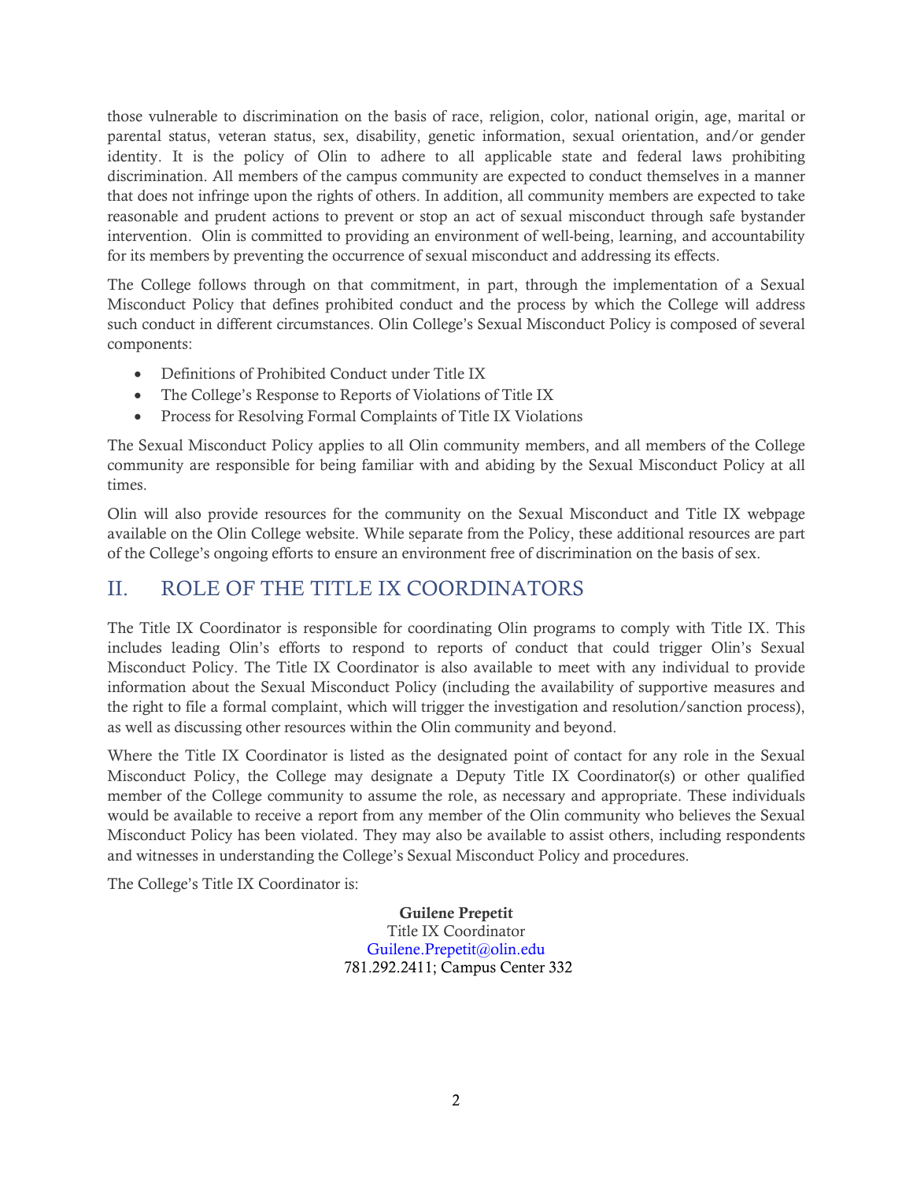those vulnerable to discrimination on the basis of race, religion, color, national origin, age, marital or parental status, veteran status, sex, disability, genetic information, sexual orientation, and/or gender identity. It is the policy of Olin to adhere to all applicable state and federal laws prohibiting discrimination. All members of the campus community are expected to conduct themselves in a manner that does not infringe upon the rights of others. In addition, all community members are expected to take reasonable and prudent actions to prevent or stop an act of sexual misconduct through safe bystander intervention. Olin is committed to providing an environment of well-being, learning, and accountability for its members by preventing the occurrence of sexual misconduct and addressing its effects.

The College follows through on that commitment, in part, through the implementation of a Sexual Misconduct Policy that defines prohibited conduct and the process by which the College will address such conduct in different circumstances. Olin College's Sexual Misconduct Policy is composed of several components:

- Definitions of Prohibited Conduct under Title IX
- The College's Response to Reports of Violations of Title IX
- Process for Resolving Formal Complaints of Title IX Violations

The Sexual Misconduct Policy applies to all Olin community members, and all members of the College community are responsible for being familiar with and abiding by the Sexual Misconduct Policy at all times.

Olin will also provide resources for the community on the Sexual Misconduct and Title IX webpage available on the Olin College website. While separate from the Policy, these additional resources are part of the College's ongoing efforts to ensure an environment free of discrimination on the basis of sex.

## II. ROLE OF THE TITLE IX COORDINATORS

The Title IX Coordinator is responsible for coordinating Olin programs to comply with Title IX. This includes leading Olin's efforts to respond to reports of conduct that could trigger Olin's Sexual Misconduct Policy. The Title IX Coordinator is also available to meet with any individual to provide information about the Sexual Misconduct Policy (including the availability of supportive measures and the right to file a formal complaint, which will trigger the investigation and resolution/sanction process), as well as discussing other resources within the Olin community and beyond.

Where the Title IX Coordinator is listed as the designated point of contact for any role in the Sexual Misconduct Policy, the College may designate a Deputy Title IX Coordinator(s) or other qualified member of the College community to assume the role, as necessary and appropriate. These individuals would be available to receive a report from any member of the Olin community who believes the Sexual Misconduct Policy has been violated. They may also be available to assist others, including respondents and witnesses in understanding the College's Sexual Misconduct Policy and procedures.

The College's Title IX Coordinator is:

**Guilene Prepetit**
Title IX Coordinator
Guilene.Prepetit@olin.edu
781.292.2411; Campus Center 332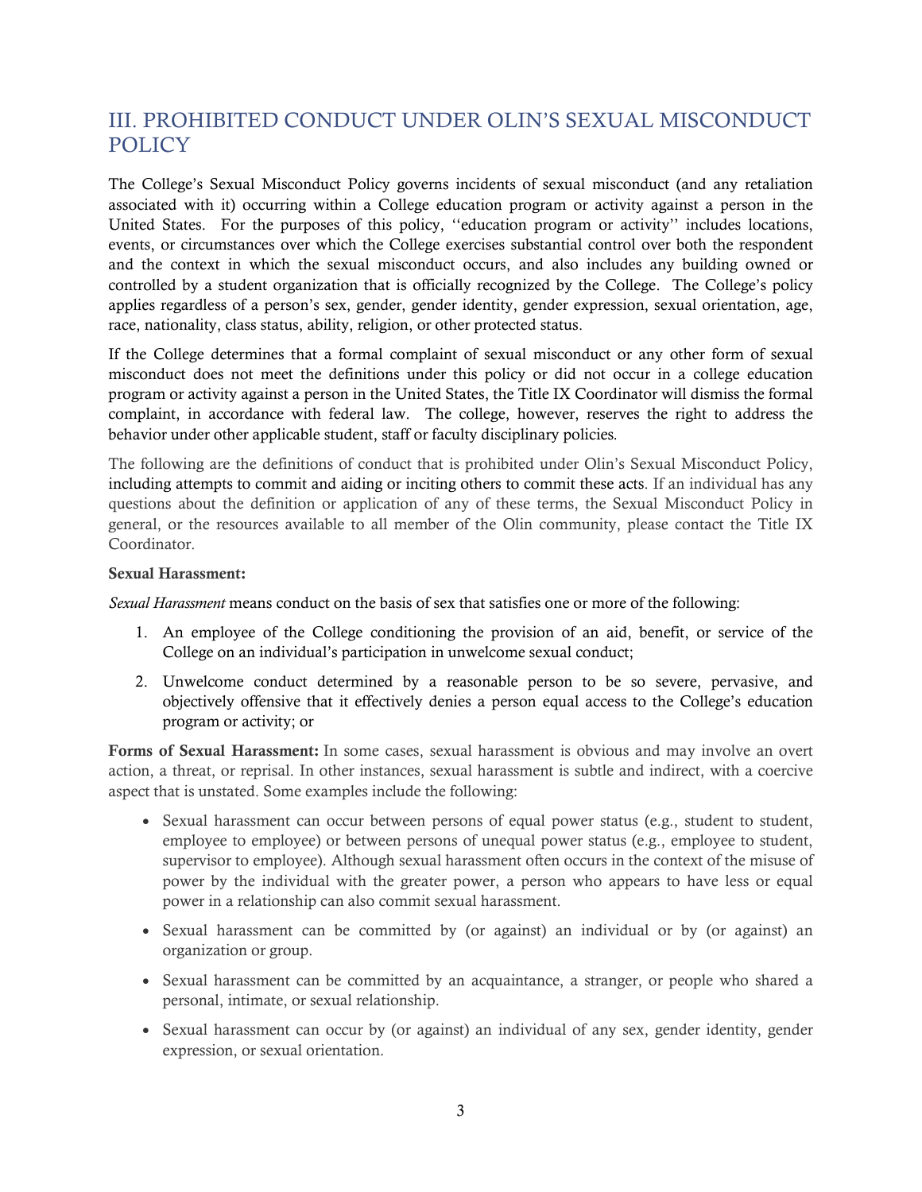## III. PROHIBITED CONDUCT UNDER OLIN'S SEXUAL MISCONDUCT POLICY

The College's Sexual Misconduct Policy governs incidents of sexual misconduct (and any retaliation associated with it) occurring within a College education program or activity against a person in the United States. For the purposes of this policy, ''education program or activity'' includes locations, events, or circumstances over which the College exercises substantial control over both the respondent and the context in which the sexual misconduct occurs, and also includes any building owned or controlled by a student organization that is officially recognized by the College. The College's policy applies regardless of a person's sex, gender, gender identity, gender expression, sexual orientation, age, race, nationality, class status, ability, religion, or other protected status.

If the College determines that a formal complaint of sexual misconduct or any other form of sexual misconduct does not meet the definitions under this policy or did not occur in a college education program or activity against a person in the United States, the Title IX Coordinator will dismiss the formal complaint, in accordance with federal law. The college, however, reserves the right to address the behavior under other applicable student, staff or faculty disciplinary policies.

The following are the definitions of conduct that is prohibited under Olin's Sexual Misconduct Policy, including attempts to commit and aiding or inciting others to commit these acts. If an individual has any questions about the definition or application of any of these terms, the Sexual Misconduct Policy in general, or the resources available to all member of the Olin community, please contact the Title IX Coordinator.

**Sexual Harassment:**

*Sexual Harassment* means conduct on the basis of sex that satisfies one or more of the following:

1. An employee of the College conditioning the provision of an aid, benefit, or service of the College on an individual's participation in unwelcome sexual conduct;
2. Unwelcome conduct determined by a reasonable person to be so severe, pervasive, and objectively offensive that it effectively denies a person equal access to the College's education program or activity; or

**Forms of Sexual Harassment:** In some cases, sexual harassment is obvious and may involve an overt action, a threat, or reprisal. In other instances, sexual harassment is subtle and indirect, with a coercive aspect that is unstated. Some examples include the following:

- Sexual harassment can occur between persons of equal power status (e.g., student to student, employee to employee) or between persons of unequal power status (e.g., employee to student, supervisor to employee). Although sexual harassment often occurs in the context of the misuse of power by the individual with the greater power, a person who appears to have less or equal power in a relationship can also commit sexual harassment.
- Sexual harassment can be committed by (or against) an individual or by (or against) an organization or group.
- Sexual harassment can be committed by an acquaintance, a stranger, or people who shared a personal, intimate, or sexual relationship.
- Sexual harassment can occur by (or against) an individual of any sex, gender identity, gender expression, or sexual orientation.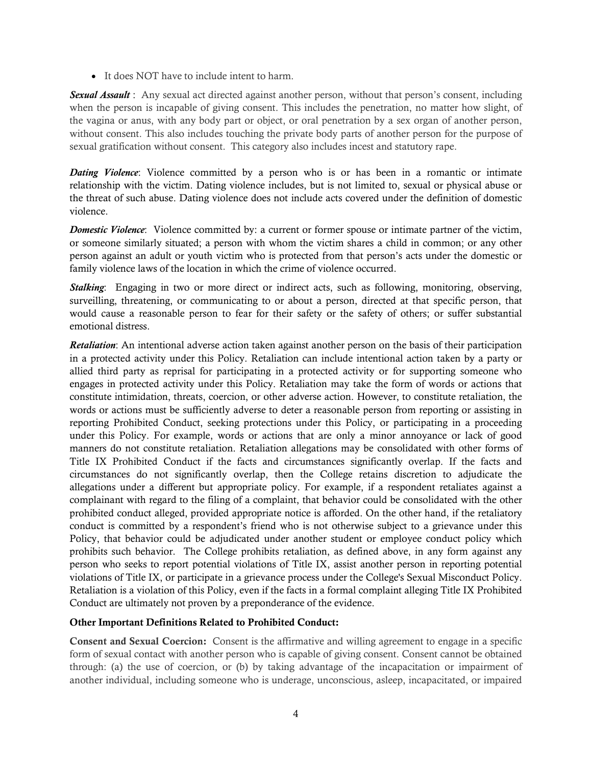- It does NOT have to include intent to harm.

***Sexual Assault*** : Any sexual act directed against another person, without that person's consent, including when the person is incapable of giving consent. This includes the penetration, no matter how slight, of the vagina or anus, with any body part or object, or oral penetration by a sex organ of another person, without consent. This also includes touching the private body parts of another person for the purpose of sexual gratification without consent. This category also includes incest and statutory rape.

***Dating Violence***: Violence committed by a person who is or has been in a romantic or intimate relationship with the victim. Dating violence includes, but is not limited to, sexual or physical abuse or the threat of such abuse. Dating violence does not include acts covered under the definition of domestic violence.

***Domestic Violence***: Violence committed by: a current or former spouse or intimate partner of the victim, or someone similarly situated; a person with whom the victim shares a child in common; or any other person against an adult or youth victim who is protected from that person's acts under the domestic or family violence laws of the location in which the crime of violence occurred.

***Stalking***: Engaging in two or more direct or indirect acts, such as following, monitoring, observing, surveilling, threatening, or communicating to or about a person, directed at that specific person, that would cause a reasonable person to fear for their safety or the safety of others; or suffer substantial emotional distress.

***Retaliation***: An intentional adverse action taken against another person on the basis of their participation in a protected activity under this Policy. Retaliation can include intentional action taken by a party or allied third party as reprisal for participating in a protected activity or for supporting someone who engages in protected activity under this Policy. Retaliation may take the form of words or actions that constitute intimidation, threats, coercion, or other adverse action. However, to constitute retaliation, the words or actions must be sufficiently adverse to deter a reasonable person from reporting or assisting in reporting Prohibited Conduct, seeking protections under this Policy, or participating in a proceeding under this Policy. For example, words or actions that are only a minor annoyance or lack of good manners do not constitute retaliation. Retaliation allegations may be consolidated with other forms of Title IX Prohibited Conduct if the facts and circumstances significantly overlap. If the facts and circumstances do not significantly overlap, then the College retains discretion to adjudicate the allegations under a different but appropriate policy. For example, if a respondent retaliates against a complainant with regard to the filing of a complaint, that behavior could be consolidated with the other prohibited conduct alleged, provided appropriate notice is afforded. On the other hand, if the retaliatory conduct is committed by a respondent's friend who is not otherwise subject to a grievance under this Policy, that behavior could be adjudicated under another student or employee conduct policy which prohibits such behavior. The College prohibits retaliation, as defined above, in any form against any person who seeks to report potential violations of Title IX, assist another person in reporting potential violations of Title IX, or participate in a grievance process under the College's Sexual Misconduct Policy. Retaliation is a violation of this Policy, even if the facts in a formal complaint alleging Title IX Prohibited Conduct are ultimately not proven by a preponderance of the evidence.

**Other Important Definitions Related to Prohibited Conduct:**

**Consent and Sexual Coercion:** Consent is the affirmative and willing agreement to engage in a specific form of sexual contact with another person who is capable of giving consent. Consent cannot be obtained through: (a) the use of coercion, or (b) by taking advantage of the incapacitation or impairment of another individual, including someone who is underage, unconscious, asleep, incapacitated, or impaired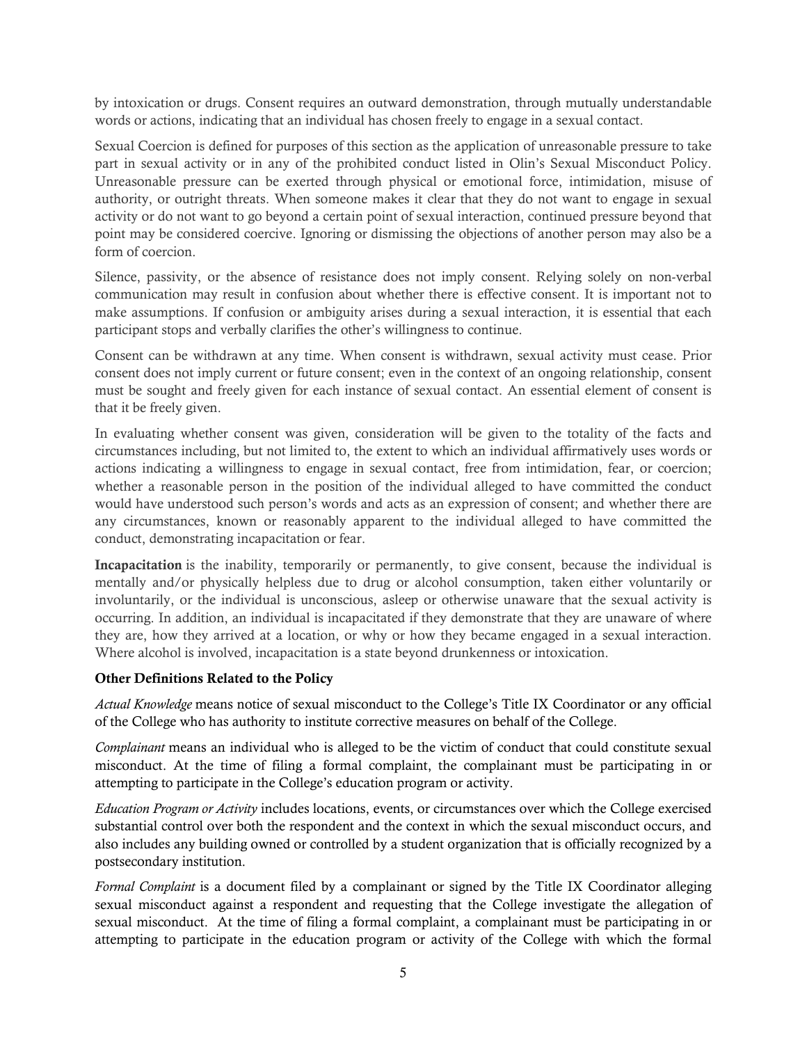by intoxication or drugs. Consent requires an outward demonstration, through mutually understandable words or actions, indicating that an individual has chosen freely to engage in a sexual contact.

Sexual Coercion is defined for purposes of this section as the application of unreasonable pressure to take part in sexual activity or in any of the prohibited conduct listed in Olin's Sexual Misconduct Policy. Unreasonable pressure can be exerted through physical or emotional force, intimidation, misuse of authority, or outright threats. When someone makes it clear that they do not want to engage in sexual activity or do not want to go beyond a certain point of sexual interaction, continued pressure beyond that point may be considered coercive. Ignoring or dismissing the objections of another person may also be a form of coercion.

Silence, passivity, or the absence of resistance does not imply consent. Relying solely on non-verbal communication may result in confusion about whether there is effective consent. It is important not to make assumptions. If confusion or ambiguity arises during a sexual interaction, it is essential that each participant stops and verbally clarifies the other's willingness to continue.

Consent can be withdrawn at any time. When consent is withdrawn, sexual activity must cease. Prior consent does not imply current or future consent; even in the context of an ongoing relationship, consent must be sought and freely given for each instance of sexual contact. An essential element of consent is that it be freely given.

In evaluating whether consent was given, consideration will be given to the totality of the facts and circumstances including, but not limited to, the extent to which an individual affirmatively uses words or actions indicating a willingness to engage in sexual contact, free from intimidation, fear, or coercion; whether a reasonable person in the position of the individual alleged to have committed the conduct would have understood such person's words and acts as an expression of consent; and whether there are any circumstances, known or reasonably apparent to the individual alleged to have committed the conduct, demonstrating incapacitation or fear.

**Incapacitation** is the inability, temporarily or permanently, to give consent, because the individual is mentally and/or physically helpless due to drug or alcohol consumption, taken either voluntarily or involuntarily, or the individual is unconscious, asleep or otherwise unaware that the sexual activity is occurring. In addition, an individual is incapacitated if they demonstrate that they are unaware of where they are, how they arrived at a location, or why or how they became engaged in a sexual interaction. Where alcohol is involved, incapacitation is a state beyond drunkenness or intoxication.

**Other Definitions Related to the Policy**

*Actual Knowledge* means notice of sexual misconduct to the College's Title IX Coordinator or any official of the College who has authority to institute corrective measures on behalf of the College.

*Complainant* means an individual who is alleged to be the victim of conduct that could constitute sexual misconduct. At the time of filing a formal complaint, the complainant must be participating in or attempting to participate in the College's education program or activity.

*Education Program or Activity* includes locations, events, or circumstances over which the College exercised substantial control over both the respondent and the context in which the sexual misconduct occurs, and also includes any building owned or controlled by a student organization that is officially recognized by a postsecondary institution.

*Formal Complaint* is a document filed by a complainant or signed by the Title IX Coordinator alleging sexual misconduct against a respondent and requesting that the College investigate the allegation of sexual misconduct. At the time of filing a formal complaint, a complainant must be participating in or attempting to participate in the education program or activity of the College with which the formal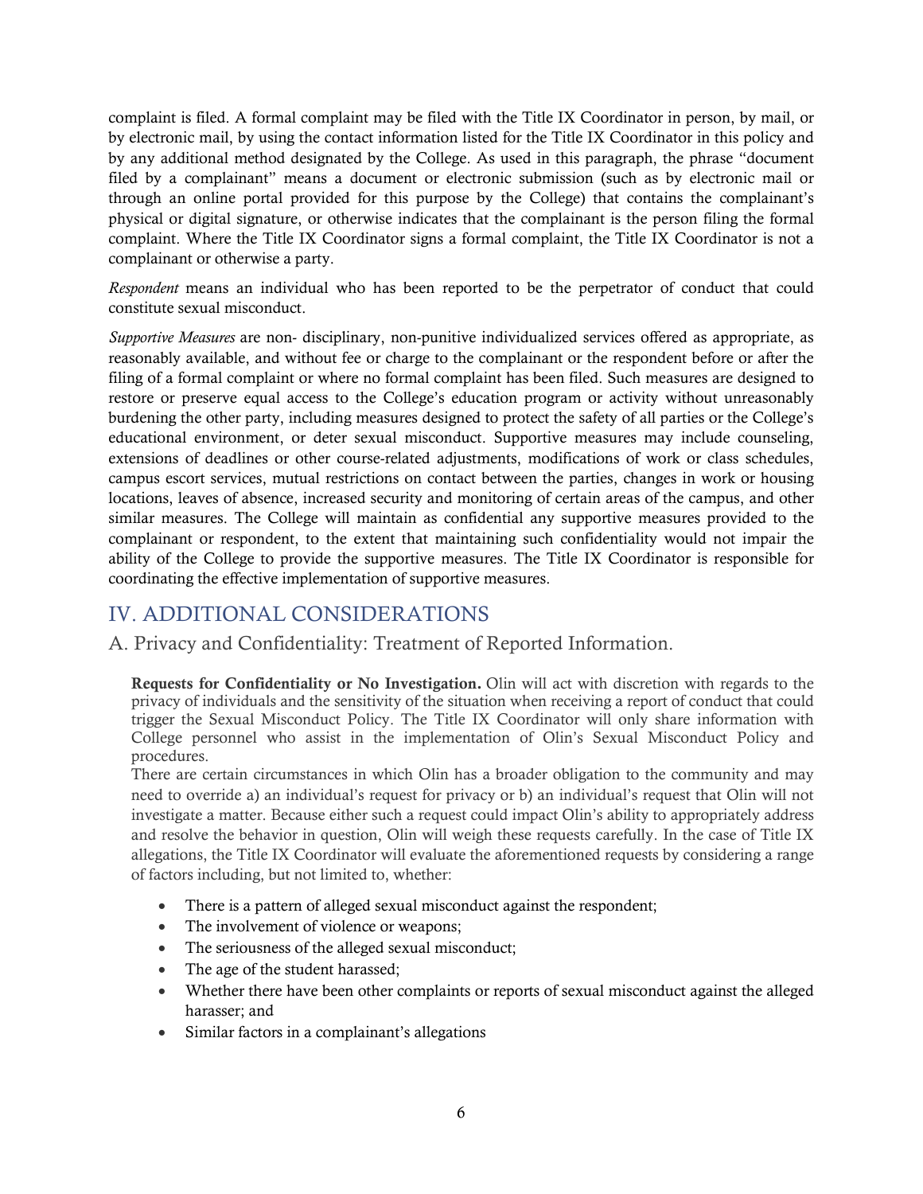complaint is filed. A formal complaint may be filed with the Title IX Coordinator in person, by mail, or by electronic mail, by using the contact information listed for the Title IX Coordinator in this policy and by any additional method designated by the College. As used in this paragraph, the phrase "document filed by a complainant" means a document or electronic submission (such as by electronic mail or through an online portal provided for this purpose by the College) that contains the complainant's physical or digital signature, or otherwise indicates that the complainant is the person filing the formal complaint. Where the Title IX Coordinator signs a formal complaint, the Title IX Coordinator is not a complainant or otherwise a party.

*Respondent* means an individual who has been reported to be the perpetrator of conduct that could constitute sexual misconduct.

*Supportive Measures* are non- disciplinary, non-punitive individualized services offered as appropriate, as reasonably available, and without fee or charge to the complainant or the respondent before or after the filing of a formal complaint or where no formal complaint has been filed. Such measures are designed to restore or preserve equal access to the College's education program or activity without unreasonably burdening the other party, including measures designed to protect the safety of all parties or the College's educational environment, or deter sexual misconduct. Supportive measures may include counseling, extensions of deadlines or other course-related adjustments, modifications of work or class schedules, campus escort services, mutual restrictions on contact between the parties, changes in work or housing locations, leaves of absence, increased security and monitoring of certain areas of the campus, and other similar measures. The College will maintain as confidential any supportive measures provided to the complainant or respondent, to the extent that maintaining such confidentiality would not impair the ability of the College to provide the supportive measures. The Title IX Coordinator is responsible for coordinating the effective implementation of supportive measures.

## IV. ADDITIONAL CONSIDERATIONS

### A. Privacy and Confidentiality: Treatment of Reported Information.

**Requests for Confidentiality or No Investigation.** Olin will act with discretion with regards to the privacy of individuals and the sensitivity of the situation when receiving a report of conduct that could trigger the Sexual Misconduct Policy. The Title IX Coordinator will only share information with College personnel who assist in the implementation of Olin's Sexual Misconduct Policy and procedures.

There are certain circumstances in which Olin has a broader obligation to the community and may need to override a) an individual's request for privacy or b) an individual's request that Olin will not investigate a matter. Because either such a request could impact Olin's ability to appropriately address and resolve the behavior in question, Olin will weigh these requests carefully. In the case of Title IX allegations, the Title IX Coordinator will evaluate the aforementioned requests by considering a range of factors including, but not limited to, whether:

- There is a pattern of alleged sexual misconduct against the respondent;
- The involvement of violence or weapons;
- The seriousness of the alleged sexual misconduct;
- The age of the student harassed;
- Whether there have been other complaints or reports of sexual misconduct against the alleged harasser; and
- Similar factors in a complainant's allegations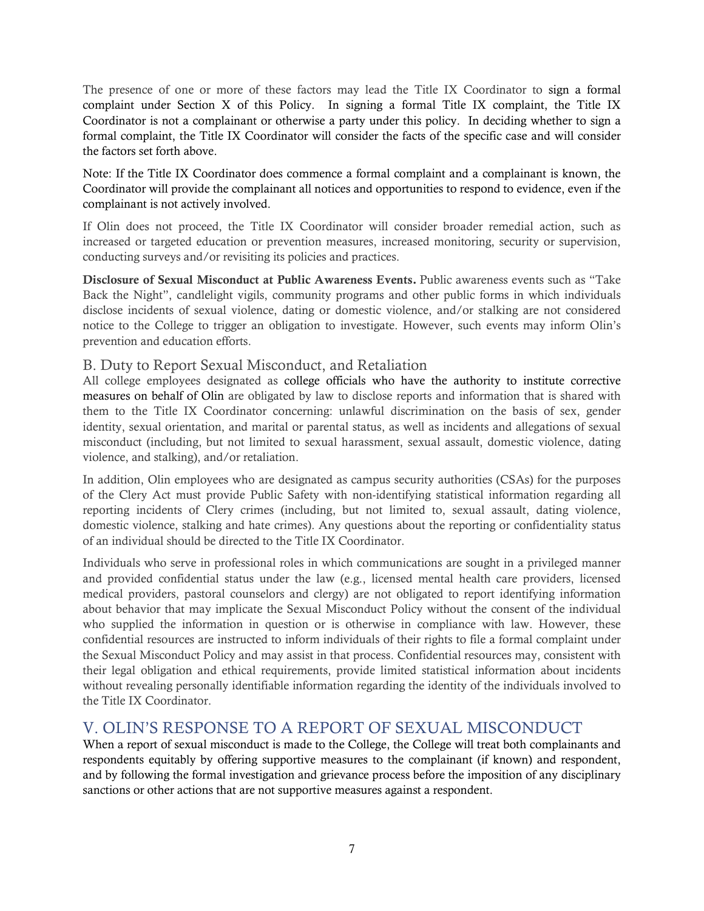The presence of one or more of these factors may lead the Title IX Coordinator to sign a formal complaint under Section X of this Policy. In signing a formal Title IX complaint, the Title IX Coordinator is not a complainant or otherwise a party under this policy. In deciding whether to sign a formal complaint, the Title IX Coordinator will consider the facts of the specific case and will consider the factors set forth above.

Note: If the Title IX Coordinator does commence a formal complaint and a complainant is known, the Coordinator will provide the complainant all notices and opportunities to respond to evidence, even if the complainant is not actively involved.

If Olin does not proceed, the Title IX Coordinator will consider broader remedial action, such as increased or targeted education or prevention measures, increased monitoring, security or supervision, conducting surveys and/or revisiting its policies and practices.

**Disclosure of Sexual Misconduct at Public Awareness Events.** Public awareness events such as "Take Back the Night", candlelight vigils, community programs and other public forms in which individuals disclose incidents of sexual violence, dating or domestic violence, and/or stalking are not considered notice to the College to trigger an obligation to investigate. However, such events may inform Olin's prevention and education efforts.

### B. Duty to Report Sexual Misconduct, and Retaliation

All college employees designated as college officials who have the authority to institute corrective measures on behalf of Olin are obligated by law to disclose reports and information that is shared with them to the Title IX Coordinator concerning: unlawful discrimination on the basis of sex, gender identity, sexual orientation, and marital or parental status, as well as incidents and allegations of sexual misconduct (including, but not limited to sexual harassment, sexual assault, domestic violence, dating violence, and stalking), and/or retaliation.

In addition, Olin employees who are designated as campus security authorities (CSAs) for the purposes of the Clery Act must provide Public Safety with non-identifying statistical information regarding all reporting incidents of Clery crimes (including, but not limited to, sexual assault, dating violence, domestic violence, stalking and hate crimes). Any questions about the reporting or confidentiality status of an individual should be directed to the Title IX Coordinator.

Individuals who serve in professional roles in which communications are sought in a privileged manner and provided confidential status under the law (e.g., licensed mental health care providers, licensed medical providers, pastoral counselors and clergy) are not obligated to report identifying information about behavior that may implicate the Sexual Misconduct Policy without the consent of the individual who supplied the information in question or is otherwise in compliance with law. However, these confidential resources are instructed to inform individuals of their rights to file a formal complaint under the Sexual Misconduct Policy and may assist in that process. Confidential resources may, consistent with their legal obligation and ethical requirements, provide limited statistical information about incidents without revealing personally identifiable information regarding the identity of the individuals involved to the Title IX Coordinator.

## V. OLIN'S RESPONSE TO A REPORT OF SEXUAL MISCONDUCT

When a report of sexual misconduct is made to the College, the College will treat both complainants and respondents equitably by offering supportive measures to the complainant (if known) and respondent, and by following the formal investigation and grievance process before the imposition of any disciplinary sanctions or other actions that are not supportive measures against a respondent.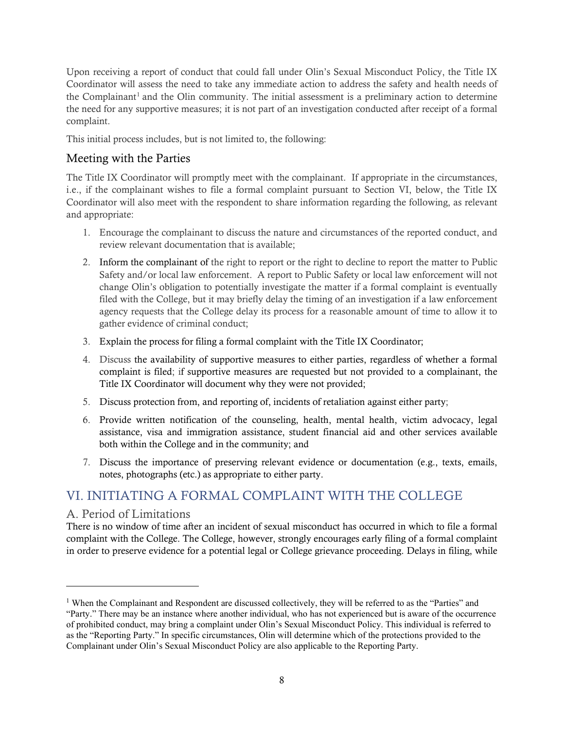Upon receiving a report of conduct that could fall under Olin's Sexual Misconduct Policy, the Title IX Coordinator will assess the need to take any immediate action to address the safety and health needs of the Complainant[1] and the Olin community. The initial assessment is a preliminary action to determine the need for any supportive measures; it is not part of an investigation conducted after receipt of a formal complaint.

This initial process includes, but is not limited to, the following:

## Meeting with the Parties

The Title IX Coordinator will promptly meet with the complainant. If appropriate in the circumstances, i.e., if the complainant wishes to file a formal complaint pursuant to Section VI, below, the Title IX Coordinator will also meet with the respondent to share information regarding the following, as relevant and appropriate:

1. Encourage the complainant to discuss the nature and circumstances of the reported conduct, and review relevant documentation that is available;
2. Inform the complainant of the right to report or the right to decline to report the matter to Public Safety and/or local law enforcement. A report to Public Safety or local law enforcement will not change Olin's obligation to potentially investigate the matter if a formal complaint is eventually filed with the College, but it may briefly delay the timing of an investigation if a law enforcement agency requests that the College delay its process for a reasonable amount of time to allow it to gather evidence of criminal conduct;
3. Explain the process for filing a formal complaint with the Title IX Coordinator;
4. Discuss the availability of supportive measures to either parties, regardless of whether a formal complaint is filed; if supportive measures are requested but not provided to a complainant, the Title IX Coordinator will document why they were not provided;
5. Discuss protection from, and reporting of, incidents of retaliation against either party;
6. Provide written notification of the counseling, health, mental health, victim advocacy, legal assistance, visa and immigration assistance, student financial aid and other services available both within the College and in the community; and
7. Discuss the importance of preserving relevant evidence or documentation (e.g., texts, emails, notes, photographs (etc.) as appropriate to either party.

# VI. INITIATING A FORMAL COMPLAINT WITH THE COLLEGE

## A. Period of Limitations

There is no window of time after an incident of sexual misconduct has occurred in which to file a formal complaint with the College. The College, however, strongly encourages early filing of a formal complaint in order to preserve evidence for a potential legal or College grievance proceeding. Delays in filing, while

[1] When the Complainant and Respondent are discussed collectively, they will be referred to as the "Parties" and "Party." There may be an instance where another individual, who has not experienced but is aware of the occurrence of prohibited conduct, may bring a complaint under Olin's Sexual Misconduct Policy. This individual is referred to as the "Reporting Party." In specific circumstances, Olin will determine which of the protections provided to the Complainant under Olin's Sexual Misconduct Policy are also applicable to the Reporting Party.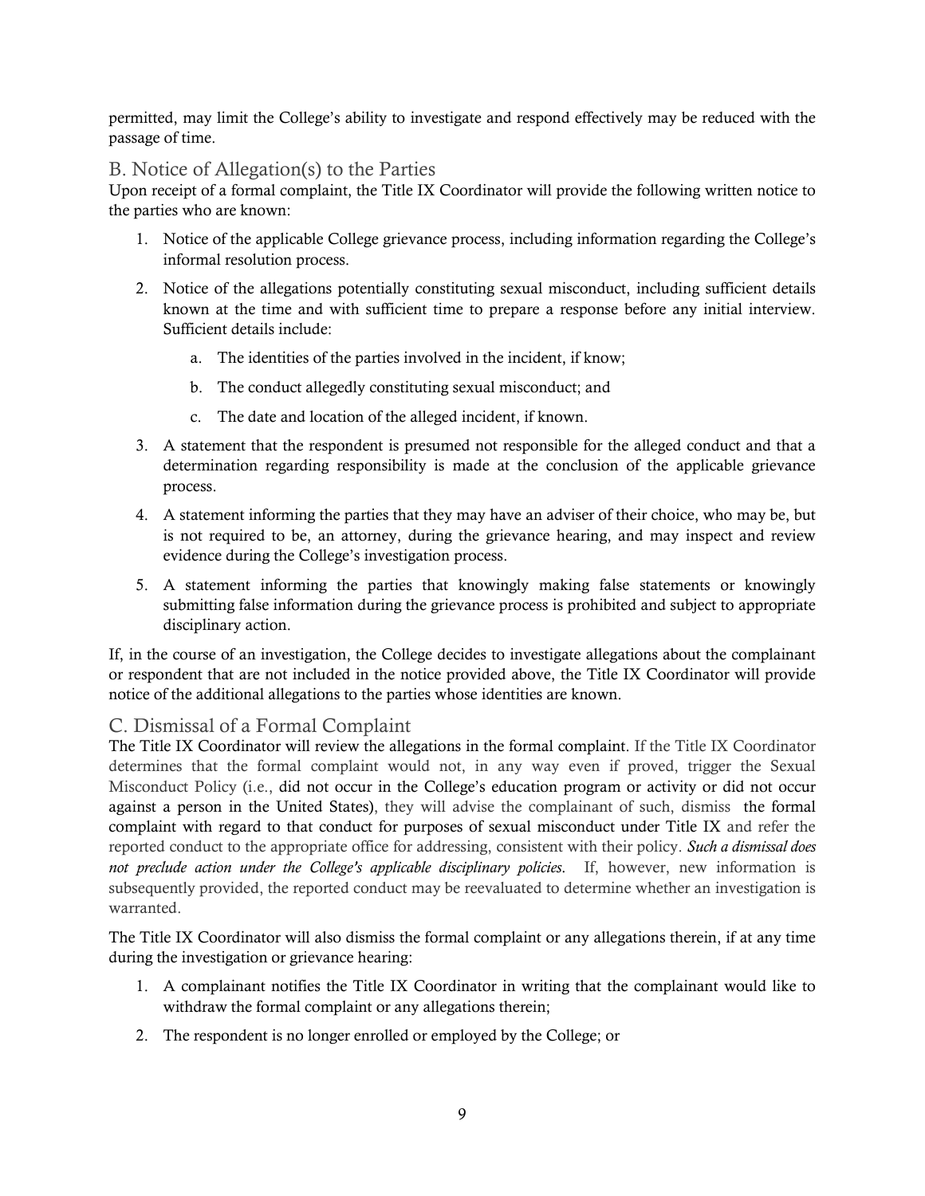permitted, may limit the College's ability to investigate and respond effectively may be reduced with the passage of time.

## B. Notice of Allegation(s) to the Parties

Upon receipt of a formal complaint, the Title IX Coordinator will provide the following written notice to the parties who are known:

1. Notice of the applicable College grievance process, including information regarding the College's informal resolution process.
2. Notice of the allegations potentially constituting sexual misconduct, including sufficient details known at the time and with sufficient time to prepare a response before any initial interview. Sufficient details include:
   a. The identities of the parties involved in the incident, if know;
   b. The conduct allegedly constituting sexual misconduct; and
   c. The date and location of the alleged incident, if known.
3. A statement that the respondent is presumed not responsible for the alleged conduct and that a determination regarding responsibility is made at the conclusion of the applicable grievance process.
4. A statement informing the parties that they may have an adviser of their choice, who may be, but is not required to be, an attorney, during the grievance hearing, and may inspect and review evidence during the College's investigation process.
5. A statement informing the parties that knowingly making false statements or knowingly submitting false information during the grievance process is prohibited and subject to appropriate disciplinary action.

If, in the course of an investigation, the College decides to investigate allegations about the complainant or respondent that are not included in the notice provided above, the Title IX Coordinator will provide notice of the additional allegations to the parties whose identities are known.

## C. Dismissal of a Formal Complaint

The Title IX Coordinator will review the allegations in the formal complaint. If the Title IX Coordinator determines that the formal complaint would not, in any way even if proved, trigger the Sexual Misconduct Policy (i.e., did not occur in the College's education program or activity or did not occur against a person in the United States), they will advise the complainant of such, dismiss the formal complaint with regard to that conduct for purposes of sexual misconduct under Title IX and refer the reported conduct to the appropriate office for addressing, consistent with their policy. ***Such a dismissal does not preclude action under the College's applicable disciplinary policies.*** If, however, new information is subsequently provided, the reported conduct may be reevaluated to determine whether an investigation is warranted.

The Title IX Coordinator will also dismiss the formal complaint or any allegations therein, if at any time during the investigation or grievance hearing:

1. A complainant notifies the Title IX Coordinator in writing that the complainant would like to withdraw the formal complaint or any allegations therein;
2. The respondent is no longer enrolled or employed by the College; or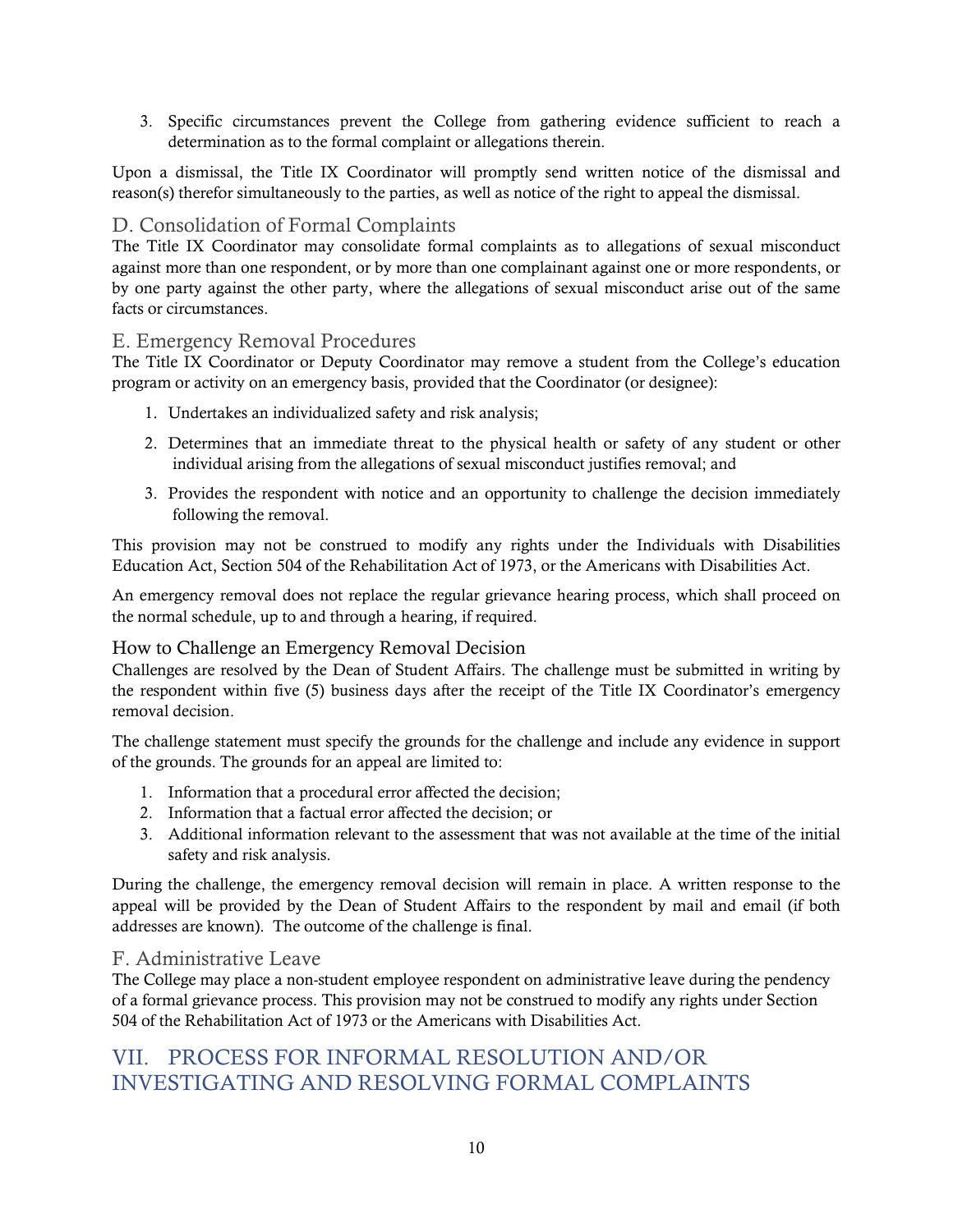3. Specific circumstances prevent the College from gathering evidence sufficient to reach a determination as to the formal complaint or allegations therein.

Upon a dismissal, the Title IX Coordinator will promptly send written notice of the dismissal and reason(s) therefor simultaneously to the parties, as well as notice of the right to appeal the dismissal.

### D. Consolidation of Formal Complaints

The Title IX Coordinator may consolidate formal complaints as to allegations of sexual misconduct against more than one respondent, or by more than one complainant against one or more respondents, or by one party against the other party, where the allegations of sexual misconduct arise out of the same facts or circumstances.

### E. Emergency Removal Procedures

The Title IX Coordinator or Deputy Coordinator may remove a student from the College's education program or activity on an emergency basis, provided that the Coordinator (or designee):

1. Undertakes an individualized safety and risk analysis;
2. Determines that an immediate threat to the physical health or safety of any student or other individual arising from the allegations of sexual misconduct justifies removal; and
3. Provides the respondent with notice and an opportunity to challenge the decision immediately following the removal.

This provision may not be construed to modify any rights under the Individuals with Disabilities Education Act, Section 504 of the Rehabilitation Act of 1973, or the Americans with Disabilities Act.

An emergency removal does not replace the regular grievance hearing process, which shall proceed on the normal schedule, up to and through a hearing, if required.

#### How to Challenge an Emergency Removal Decision

Challenges are resolved by the Dean of Student Affairs. The challenge must be submitted in writing by the respondent within five (5) business days after the receipt of the Title IX Coordinator's emergency removal decision.

The challenge statement must specify the grounds for the challenge and include any evidence in support of the grounds. The grounds for an appeal are limited to:

1. Information that a procedural error affected the decision;
2. Information that a factual error affected the decision; or
3. Additional information relevant to the assessment that was not available at the time of the initial safety and risk analysis.

During the challenge, the emergency removal decision will remain in place. A written response to the appeal will be provided by the Dean of Student Affairs to the respondent by mail and email (if both addresses are known). The outcome of the challenge is final.

### F. Administrative Leave

The College may place a non-student employee respondent on administrative leave during the pendency of a formal grievance process. This provision may not be construed to modify any rights under Section 504 of the Rehabilitation Act of 1973 or the Americans with Disabilities Act.

## VII. PROCESS FOR INFORMAL RESOLUTION AND/OR INVESTIGATING AND RESOLVING FORMAL COMPLAINTS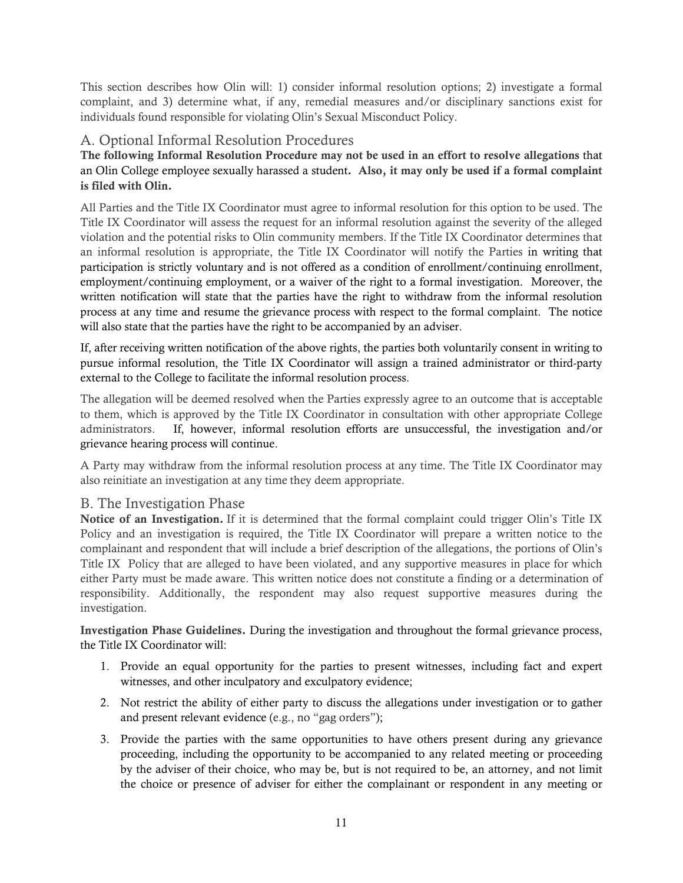This section describes how Olin will: 1) consider informal resolution options; 2) investigate a formal complaint, and 3) determine what, if any, remedial measures and/or disciplinary sanctions exist for individuals found responsible for violating Olin's Sexual Misconduct Policy.

## A. Optional Informal Resolution Procedures

**The following Informal Resolution Procedure may not be used in an effort to resolve allegations** that an Olin College employee sexually harassed a student**. Also, it may only be used if a formal complaint is filed with Olin.**

All Parties and the Title IX Coordinator must agree to informal resolution for this option to be used. The Title IX Coordinator will assess the request for an informal resolution against the severity of the alleged violation and the potential risks to Olin community members. If the Title IX Coordinator determines that an informal resolution is appropriate, the Title IX Coordinator will notify the Parties in writing that participation is strictly voluntary and is not offered as a condition of enrollment/continuing enrollment, employment/continuing employment, or a waiver of the right to a formal investigation. Moreover, the written notification will state that the parties have the right to withdraw from the informal resolution process at any time and resume the grievance process with respect to the formal complaint. The notice will also state that the parties have the right to be accompanied by an adviser.

If, after receiving written notification of the above rights, the parties both voluntarily consent in writing to pursue informal resolution, the Title IX Coordinator will assign a trained administrator or third-party external to the College to facilitate the informal resolution process.

The allegation will be deemed resolved when the Parties expressly agree to an outcome that is acceptable to them, which is approved by the Title IX Coordinator in consultation with other appropriate College administrators. If, however, informal resolution efforts are unsuccessful, the investigation and/or grievance hearing process will continue.

A Party may withdraw from the informal resolution process at any time. The Title IX Coordinator may also reinitiate an investigation at any time they deem appropriate.

## B. The Investigation Phase

**Notice of an Investigation.** If it is determined that the formal complaint could trigger Olin's Title IX Policy and an investigation is required, the Title IX Coordinator will prepare a written notice to the complainant and respondent that will include a brief description of the allegations, the portions of Olin's Title IX Policy that are alleged to have been violated, and any supportive measures in place for which either Party must be made aware. This written notice does not constitute a finding or a determination of responsibility. Additionally, the respondent may also request supportive measures during the investigation.

**Investigation Phase Guidelines.** During the investigation and throughout the formal grievance process, the Title IX Coordinator will:

1. Provide an equal opportunity for the parties to present witnesses, including fact and expert witnesses, and other inculpatory and exculpatory evidence;
2. Not restrict the ability of either party to discuss the allegations under investigation or to gather and present relevant evidence (e.g., no "gag orders");
3. Provide the parties with the same opportunities to have others present during any grievance proceeding, including the opportunity to be accompanied to any related meeting or proceeding by the adviser of their choice, who may be, but is not required to be, an attorney, and not limit the choice or presence of adviser for either the complainant or respondent in any meeting or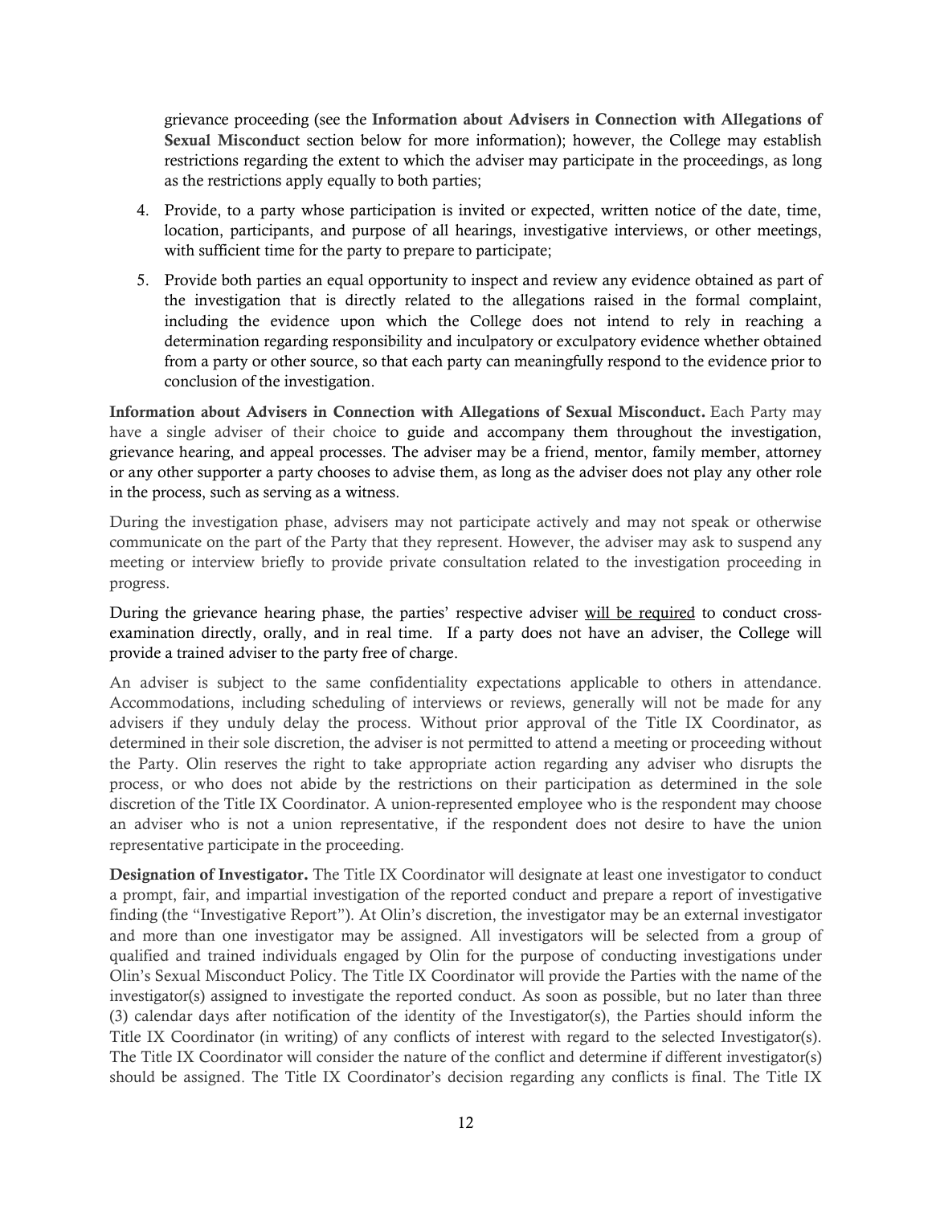grievance proceeding (see the **Information about Advisers in Connection with Allegations of Sexual Misconduct** section below for more information); however, the College may establish restrictions regarding the extent to which the adviser may participate in the proceedings, as long as the restrictions apply equally to both parties;

4. Provide, to a party whose participation is invited or expected, written notice of the date, time, location, participants, and purpose of all hearings, investigative interviews, or other meetings, with sufficient time for the party to prepare to participate;
5. Provide both parties an equal opportunity to inspect and review any evidence obtained as part of the investigation that is directly related to the allegations raised in the formal complaint, including the evidence upon which the College does not intend to rely in reaching a determination regarding responsibility and inculpatory or exculpatory evidence whether obtained from a party or other source, so that each party can meaningfully respond to the evidence prior to conclusion of the investigation.

**Information about Advisers in Connection with Allegations of Sexual Misconduct.** Each Party may have a single adviser of their choice to guide and accompany them throughout the investigation, grievance hearing, and appeal processes. The adviser may be a friend, mentor, family member, attorney or any other supporter a party chooses to advise them, as long as the adviser does not play any other role in the process, such as serving as a witness.

During the investigation phase, advisers may not participate actively and may not speak or otherwise communicate on the part of the Party that they represent. However, the adviser may ask to suspend any meeting or interview briefly to provide private consultation related to the investigation proceeding in progress.

During the grievance hearing phase, the parties' respective adviser <u>will be required</u> to conduct cross-examination directly, orally, and in real time. If a party does not have an adviser, the College will provide a trained adviser to the party free of charge.

An adviser is subject to the same confidentiality expectations applicable to others in attendance. Accommodations, including scheduling of interviews or reviews, generally will not be made for any advisers if they unduly delay the process. Without prior approval of the Title IX Coordinator, as determined in their sole discretion, the adviser is not permitted to attend a meeting or proceeding without the Party. Olin reserves the right to take appropriate action regarding any adviser who disrupts the process, or who does not abide by the restrictions on their participation as determined in the sole discretion of the Title IX Coordinator. A union-represented employee who is the respondent may choose an adviser who is not a union representative, if the respondent does not desire to have the union representative participate in the proceeding.

**Designation of Investigator.** The Title IX Coordinator will designate at least one investigator to conduct a prompt, fair, and impartial investigation of the reported conduct and prepare a report of investigative finding (the "Investigative Report"). At Olin's discretion, the investigator may be an external investigator and more than one investigator may be assigned. All investigators will be selected from a group of qualified and trained individuals engaged by Olin for the purpose of conducting investigations under Olin's Sexual Misconduct Policy. The Title IX Coordinator will provide the Parties with the name of the investigator(s) assigned to investigate the reported conduct. As soon as possible, but no later than three (3) calendar days after notification of the identity of the Investigator(s), the Parties should inform the Title IX Coordinator (in writing) of any conflicts of interest with regard to the selected Investigator(s). The Title IX Coordinator will consider the nature of the conflict and determine if different investigator(s) should be assigned. The Title IX Coordinator's decision regarding any conflicts is final. The Title IX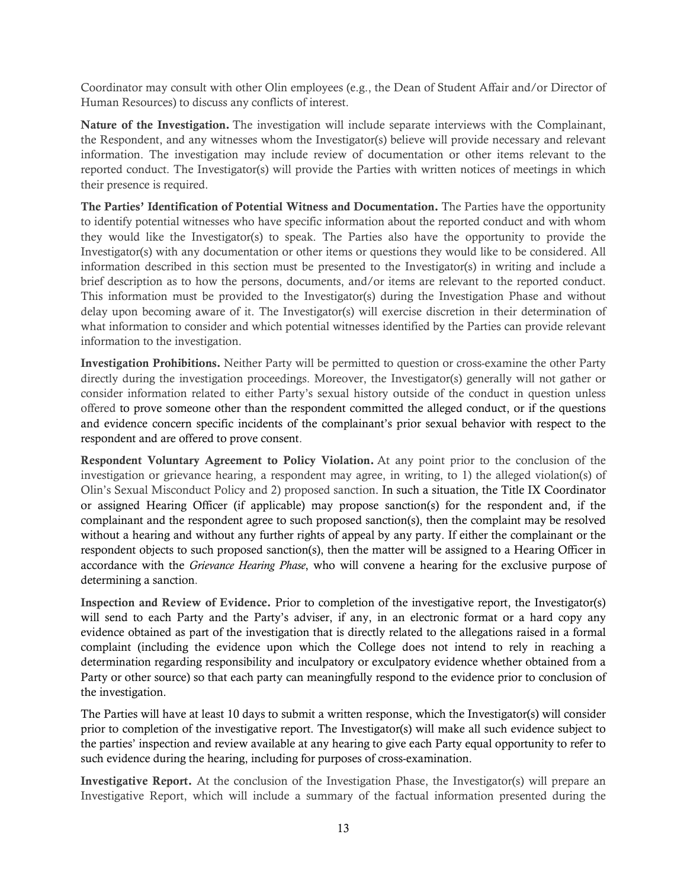Coordinator may consult with other Olin employees (e.g., the Dean of Student Affair and/or Director of Human Resources) to discuss any conflicts of interest.

**Nature of the Investigation.** The investigation will include separate interviews with the Complainant, the Respondent, and any witnesses whom the Investigator(s) believe will provide necessary and relevant information. The investigation may include review of documentation or other items relevant to the reported conduct. The Investigator(s) will provide the Parties with written notices of meetings in which their presence is required.

**The Parties' Identification of Potential Witness and Documentation.** The Parties have the opportunity to identify potential witnesses who have specific information about the reported conduct and with whom they would like the Investigator(s) to speak. The Parties also have the opportunity to provide the Investigator(s) with any documentation or other items or questions they would like to be considered. All information described in this section must be presented to the Investigator(s) in writing and include a brief description as to how the persons, documents, and/or items are relevant to the reported conduct. This information must be provided to the Investigator(s) during the Investigation Phase and without delay upon becoming aware of it. The Investigator(s) will exercise discretion in their determination of what information to consider and which potential witnesses identified by the Parties can provide relevant information to the investigation.

**Investigation Prohibitions.** Neither Party will be permitted to question or cross-examine the other Party directly during the investigation proceedings. Moreover, the Investigator(s) generally will not gather or consider information related to either Party's sexual history outside of the conduct in question unless offered to prove someone other than the respondent committed the alleged conduct, or if the questions and evidence concern specific incidents of the complainant's prior sexual behavior with respect to the respondent and are offered to prove consent.

**Respondent Voluntary Agreement to Policy Violation.** At any point prior to the conclusion of the investigation or grievance hearing, a respondent may agree, in writing, to 1) the alleged violation(s) of Olin's Sexual Misconduct Policy and 2) proposed sanction. In such a situation, the Title IX Coordinator or assigned Hearing Officer (if applicable) may propose sanction(s) for the respondent and, if the complainant and the respondent agree to such proposed sanction(s), then the complaint may be resolved without a hearing and without any further rights of appeal by any party. If either the complainant or the respondent objects to such proposed sanction(s), then the matter will be assigned to a Hearing Officer in accordance with the *Grievance Hearing Phase*, who will convene a hearing for the exclusive purpose of determining a sanction.

**Inspection and Review of Evidence.** Prior to completion of the investigative report, the Investigator(s) will send to each Party and the Party's adviser, if any, in an electronic format or a hard copy any evidence obtained as part of the investigation that is directly related to the allegations raised in a formal complaint (including the evidence upon which the College does not intend to rely in reaching a determination regarding responsibility and inculpatory or exculpatory evidence whether obtained from a Party or other source) so that each party can meaningfully respond to the evidence prior to conclusion of the investigation.

The Parties will have at least 10 days to submit a written response, which the Investigator(s) will consider prior to completion of the investigative report. The Investigator(s) will make all such evidence subject to the parties' inspection and review available at any hearing to give each Party equal opportunity to refer to such evidence during the hearing, including for purposes of cross-examination.

**Investigative Report.** At the conclusion of the Investigation Phase, the Investigator(s) will prepare an Investigative Report, which will include a summary of the factual information presented during the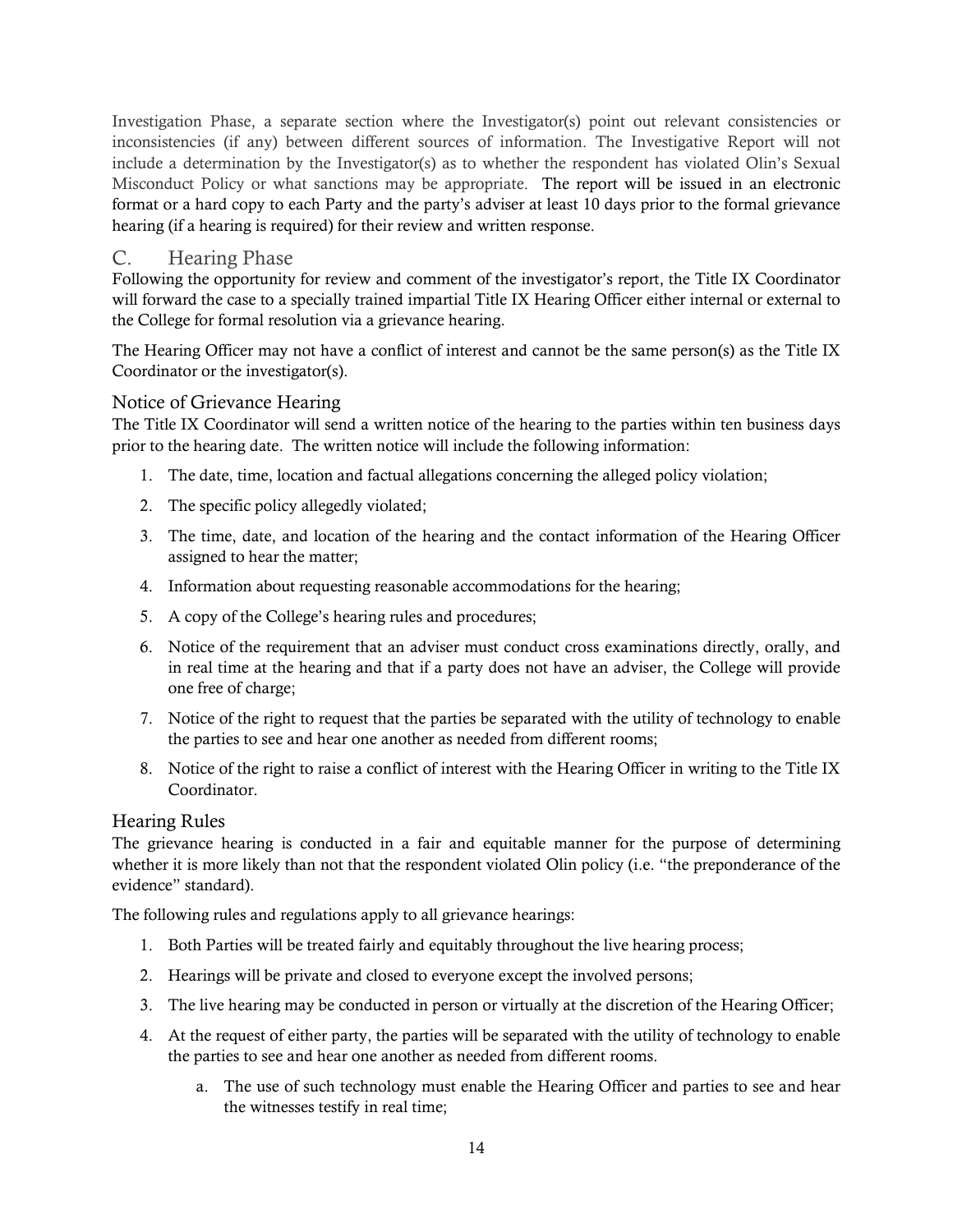Investigation Phase, a separate section where the Investigator(s) point out relevant consistencies or inconsistencies (if any) between different sources of information. The Investigative Report will not include a determination by the Investigator(s) as to whether the respondent has violated Olin's Sexual Misconduct Policy or what sanctions may be appropriate. The report will be issued in an electronic format or a hard copy to each Party and the party's adviser at least 10 days prior to the formal grievance hearing (if a hearing is required) for their review and written response.

## C. Hearing Phase

Following the opportunity for review and comment of the investigator's report, the Title IX Coordinator will forward the case to a specially trained impartial Title IX Hearing Officer either internal or external to the College for formal resolution via a grievance hearing.

The Hearing Officer may not have a conflict of interest and cannot be the same person(s) as the Title IX Coordinator or the investigator(s).

### Notice of Grievance Hearing

The Title IX Coordinator will send a written notice of the hearing to the parties within ten business days prior to the hearing date. The written notice will include the following information:

1. The date, time, location and factual allegations concerning the alleged policy violation;
2. The specific policy allegedly violated;
3. The time, date, and location of the hearing and the contact information of the Hearing Officer assigned to hear the matter;
4. Information about requesting reasonable accommodations for the hearing;
5. A copy of the College's hearing rules and procedures;
6. Notice of the requirement that an adviser must conduct cross examinations directly, orally, and in real time at the hearing and that if a party does not have an adviser, the College will provide one free of charge;
7. Notice of the right to request that the parties be separated with the utility of technology to enable the parties to see and hear one another as needed from different rooms;
8. Notice of the right to raise a conflict of interest with the Hearing Officer in writing to the Title IX Coordinator.

### Hearing Rules

The grievance hearing is conducted in a fair and equitable manner for the purpose of determining whether it is more likely than not that the respondent violated Olin policy (i.e. "the preponderance of the evidence" standard).

The following rules and regulations apply to all grievance hearings:

1. Both Parties will be treated fairly and equitably throughout the live hearing process;
2. Hearings will be private and closed to everyone except the involved persons;
3. The live hearing may be conducted in person or virtually at the discretion of the Hearing Officer;
4. At the request of either party, the parties will be separated with the utility of technology to enable the parties to see and hear one another as needed from different rooms.
   a. The use of such technology must enable the Hearing Officer and parties to see and hear the witnesses testify in real time;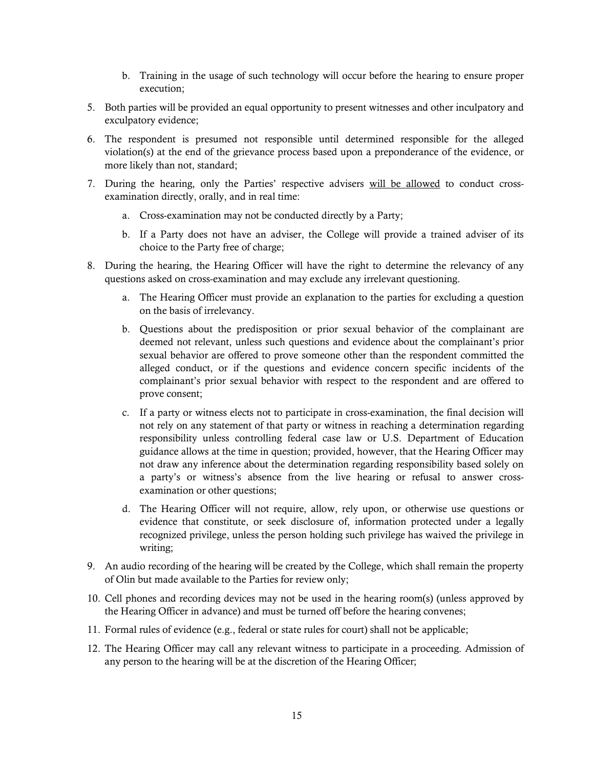b. Training in the usage of such technology will occur before the hearing to ensure proper execution;

5. Both parties will be provided an equal opportunity to present witnesses and other inculpatory and exculpatory evidence;

6. The respondent is presumed not responsible until determined responsible for the alleged violation(s) at the end of the grievance process based upon a preponderance of the evidence, or more likely than not, standard;

7. During the hearing, only the Parties' respective advisers <u>will be allowed</u> to conduct cross-examination directly, orally, and in real time:

   a. Cross-examination may not be conducted directly by a Party;

   b. If a Party does not have an adviser, the College will provide a trained adviser of its choice to the Party free of charge;

8. During the hearing, the Hearing Officer will have the right to determine the relevancy of any questions asked on cross-examination and may exclude any irrelevant questioning.

   a. The Hearing Officer must provide an explanation to the parties for excluding a question on the basis of irrelevancy.

   b. Questions about the predisposition or prior sexual behavior of the complainant are deemed not relevant, unless such questions and evidence about the complainant's prior sexual behavior are offered to prove someone other than the respondent committed the alleged conduct, or if the questions and evidence concern specific incidents of the complainant's prior sexual behavior with respect to the respondent and are offered to prove consent;

   c. If a party or witness elects not to participate in cross-examination, the final decision will not rely on any statement of that party or witness in reaching a determination regarding responsibility unless controlling federal case law or U.S. Department of Education guidance allows at the time in question; provided, however, that the Hearing Officer may not draw any inference about the determination regarding responsibility based solely on a party's or witness's absence from the live hearing or refusal to answer cross-examination or other questions;

   d. The Hearing Officer will not require, allow, rely upon, or otherwise use questions or evidence that constitute, or seek disclosure of, information protected under a legally recognized privilege, unless the person holding such privilege has waived the privilege in writing;

9. An audio recording of the hearing will be created by the College, which shall remain the property of Olin but made available to the Parties for review only;

10. Cell phones and recording devices may not be used in the hearing room(s) (unless approved by the Hearing Officer in advance) and must be turned off before the hearing convenes;

11. Formal rules of evidence (e.g., federal or state rules for court) shall not be applicable;

12. The Hearing Officer may call any relevant witness to participate in a proceeding. Admission of any person to the hearing will be at the discretion of the Hearing Officer;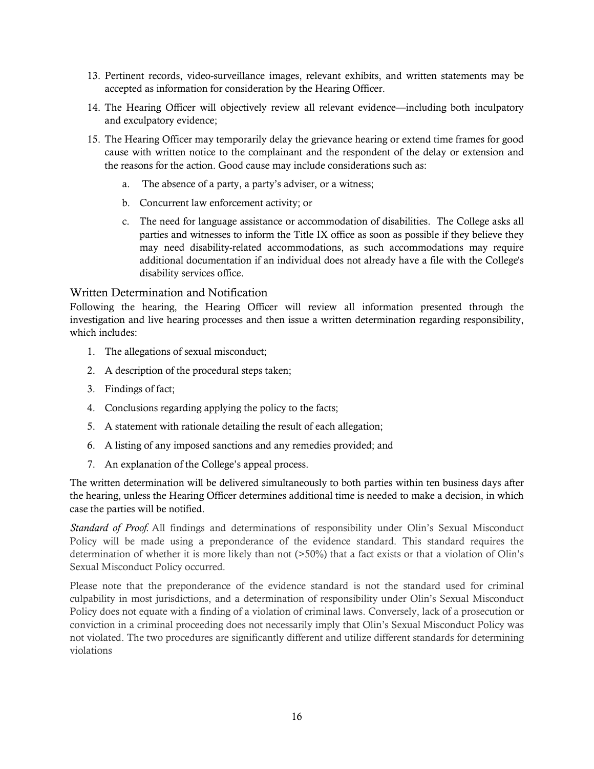13. Pertinent records, video-surveillance images, relevant exhibits, and written statements may be accepted as information for consideration by the Hearing Officer.

14. The Hearing Officer will objectively review all relevant evidence—including both inculpatory and exculpatory evidence;

15. The Hearing Officer may temporarily delay the grievance hearing or extend time frames for good cause with written notice to the complainant and the respondent of the delay or extension and the reasons for the action. Good cause may include considerations such as:

    a. The absence of a party, a party's adviser, or a witness;

    b. Concurrent law enforcement activity; or

    c. The need for language assistance or accommodation of disabilities. The College asks all parties and witnesses to inform the Title IX office as soon as possible if they believe they may need disability-related accommodations, as such accommodations may require additional documentation if an individual does not already have a file with the College's disability services office.

## Written Determination and Notification

Following the hearing, the Hearing Officer will review all information presented through the investigation and live hearing processes and then issue a written determination regarding responsibility, which includes:

1. The allegations of sexual misconduct;
2. A description of the procedural steps taken;
3. Findings of fact;
4. Conclusions regarding applying the policy to the facts;
5. A statement with rationale detailing the result of each allegation;
6. A listing of any imposed sanctions and any remedies provided; and
7. An explanation of the College's appeal process.

The written determination will be delivered simultaneously to both parties within ten business days after the hearing, unless the Hearing Officer determines additional time is needed to make a decision, in which case the parties will be notified.

*Standard of Proof.* All findings and determinations of responsibility under Olin's Sexual Misconduct Policy will be made using a preponderance of the evidence standard. This standard requires the determination of whether it is more likely than not (>50%) that a fact exists or that a violation of Olin's Sexual Misconduct Policy occurred.

Please note that the preponderance of the evidence standard is not the standard used for criminal culpability in most jurisdictions, and a determination of responsibility under Olin's Sexual Misconduct Policy does not equate with a finding of a violation of criminal laws. Conversely, lack of a prosecution or conviction in a criminal proceeding does not necessarily imply that Olin's Sexual Misconduct Policy was not violated. The two procedures are significantly different and utilize different standards for determining violations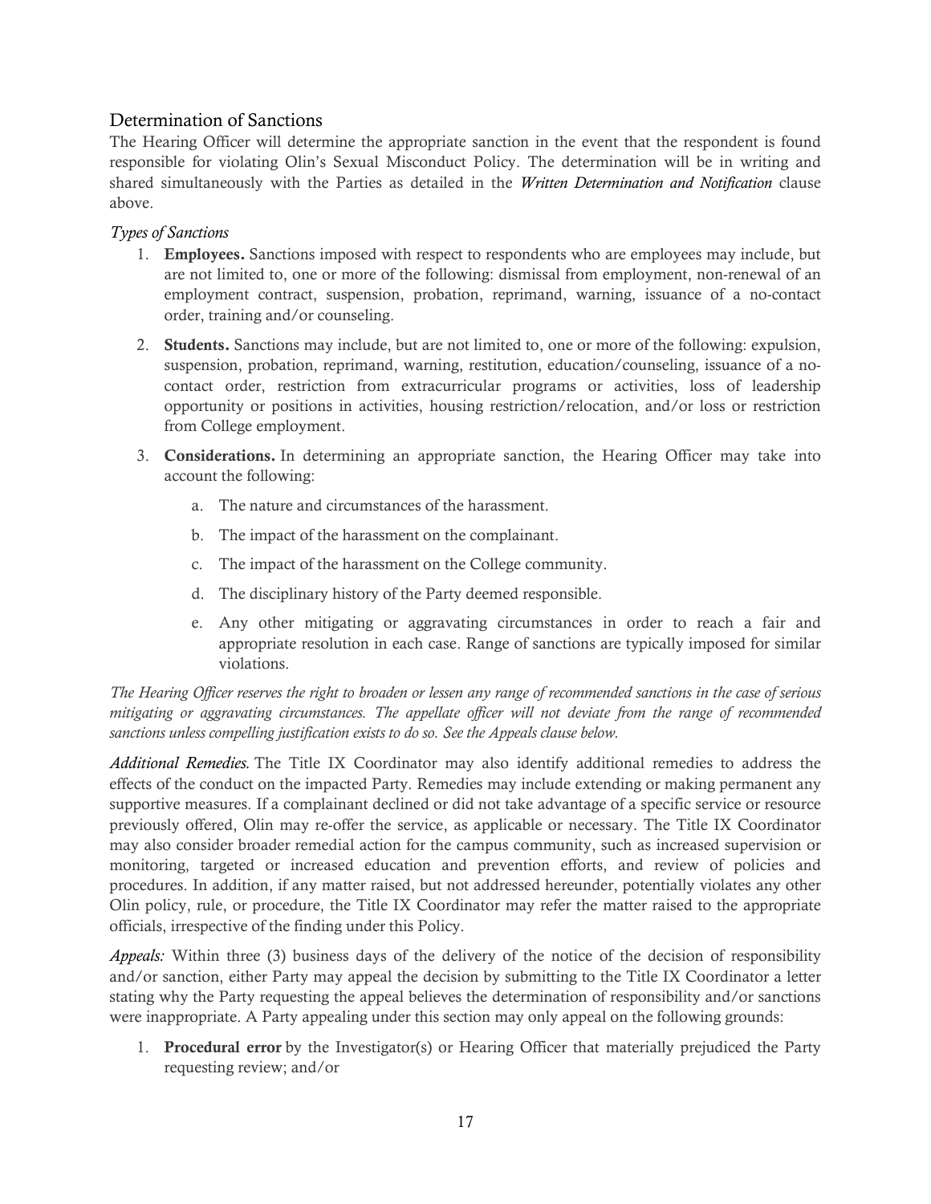## Determination of Sanctions

The Hearing Officer will determine the appropriate sanction in the event that the respondent is found responsible for violating Olin's Sexual Misconduct Policy. The determination will be in writing and shared simultaneously with the Parties as detailed in the ***Written Determination and Notification*** clause above.

*Types of Sanctions*

1. **Employees.** Sanctions imposed with respect to respondents who are employees may include, but are not limited to, one or more of the following: dismissal from employment, non-renewal of an employment contract, suspension, probation, reprimand, warning, issuance of a no-contact order, training and/or counseling.
2. **Students.** Sanctions may include, but are not limited to, one or more of the following: expulsion, suspension, probation, reprimand, warning, restitution, education/counseling, issuance of a no-contact order, restriction from extracurricular programs or activities, loss of leadership opportunity or positions in activities, housing restriction/relocation, and/or loss or restriction from College employment.
3. **Considerations.** In determining an appropriate sanction, the Hearing Officer may take into account the following:
    a. The nature and circumstances of the harassment.
    b. The impact of the harassment on the complainant.
    c. The impact of the harassment on the College community.
    d. The disciplinary history of the Party deemed responsible.
    e. Any other mitigating or aggravating circumstances in order to reach a fair and appropriate resolution in each case. Range of sanctions are typically imposed for similar violations.

*The Hearing Officer reserves the right to broaden or lessen any range of recommended sanctions in the case of serious mitigating or aggravating circumstances. The appellate officer will not deviate from the range of recommended sanctions unless compelling justification exists to do so. See the Appeals clause below.*

*Additional Remedies.* The Title IX Coordinator may also identify additional remedies to address the effects of the conduct on the impacted Party. Remedies may include extending or making permanent any supportive measures. If a complainant declined or did not take advantage of a specific service or resource previously offered, Olin may re-offer the service, as applicable or necessary. The Title IX Coordinator may also consider broader remedial action for the campus community, such as increased supervision or monitoring, targeted or increased education and prevention efforts, and review of policies and procedures. In addition, if any matter raised, but not addressed hereunder, potentially violates any other Olin policy, rule, or procedure, the Title IX Coordinator may refer the matter raised to the appropriate officials, irrespective of the finding under this Policy.

*Appeals:* Within three (3) business days of the delivery of the notice of the decision of responsibility and/or sanction, either Party may appeal the decision by submitting to the Title IX Coordinator a letter stating why the Party requesting the appeal believes the determination of responsibility and/or sanctions were inappropriate. A Party appealing under this section may only appeal on the following grounds:

1. **Procedural error** by the Investigator(s) or Hearing Officer that materially prejudiced the Party requesting review; and/or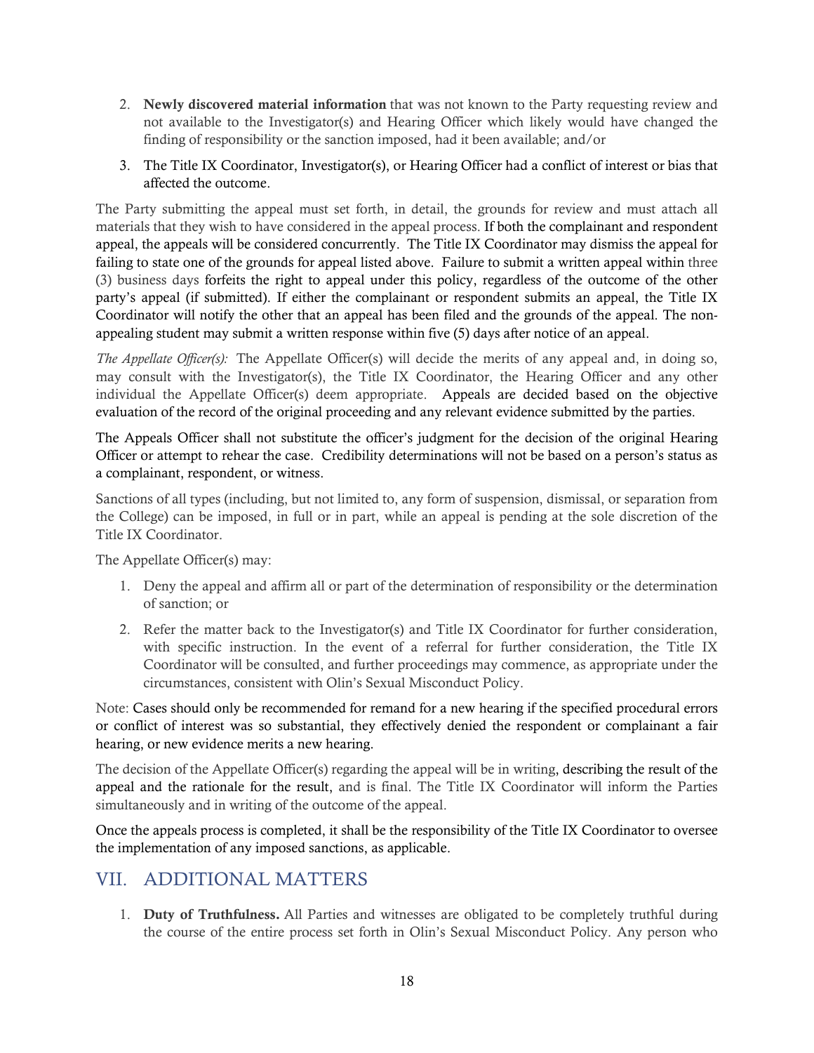2. **Newly discovered material information** that was not known to the Party requesting review and not available to the Investigator(s) and Hearing Officer which likely would have changed the finding of responsibility or the sanction imposed, had it been available; and/or

3. The Title IX Coordinator, Investigator(s), or Hearing Officer had a conflict of interest or bias that affected the outcome.

The Party submitting the appeal must set forth, in detail, the grounds for review and must attach all materials that they wish to have considered in the appeal process. If both the complainant and respondent appeal, the appeals will be considered concurrently. The Title IX Coordinator may dismiss the appeal for failing to state one of the grounds for appeal listed above. Failure to submit a written appeal within three (3) business days forfeits the right to appeal under this policy, regardless of the outcome of the other party's appeal (if submitted). If either the complainant or respondent submits an appeal, the Title IX Coordinator will notify the other that an appeal has been filed and the grounds of the appeal. The non-appealing student may submit a written response within five (5) days after notice of an appeal.

*The Appellate Officer(s):* The Appellate Officer(s) will decide the merits of any appeal and, in doing so, may consult with the Investigator(s), the Title IX Coordinator, the Hearing Officer and any other individual the Appellate Officer(s) deem appropriate. Appeals are decided based on the objective evaluation of the record of the original proceeding and any relevant evidence submitted by the parties.

The Appeals Officer shall not substitute the officer's judgment for the decision of the original Hearing Officer or attempt to rehear the case. Credibility determinations will not be based on a person's status as a complainant, respondent, or witness.

Sanctions of all types (including, but not limited to, any form of suspension, dismissal, or separation from the College) can be imposed, in full or in part, while an appeal is pending at the sole discretion of the Title IX Coordinator.

The Appellate Officer(s) may:

1. Deny the appeal and affirm all or part of the determination of responsibility or the determination of sanction; or

2. Refer the matter back to the Investigator(s) and Title IX Coordinator for further consideration, with specific instruction. In the event of a referral for further consideration, the Title IX Coordinator will be consulted, and further proceedings may commence, as appropriate under the circumstances, consistent with Olin's Sexual Misconduct Policy.

Note: Cases should only be recommended for remand for a new hearing if the specified procedural errors or conflict of interest was so substantial, they effectively denied the respondent or complainant a fair hearing, or new evidence merits a new hearing.

The decision of the Appellate Officer(s) regarding the appeal will be in writing, describing the result of the appeal and the rationale for the result, and is final. The Title IX Coordinator will inform the Parties simultaneously and in writing of the outcome of the appeal.

Once the appeals process is completed, it shall be the responsibility of the Title IX Coordinator to oversee the implementation of any imposed sanctions, as applicable.

## VII. ADDITIONAL MATTERS

1. **Duty of Truthfulness.** All Parties and witnesses are obligated to be completely truthful during the course of the entire process set forth in Olin's Sexual Misconduct Policy. Any person who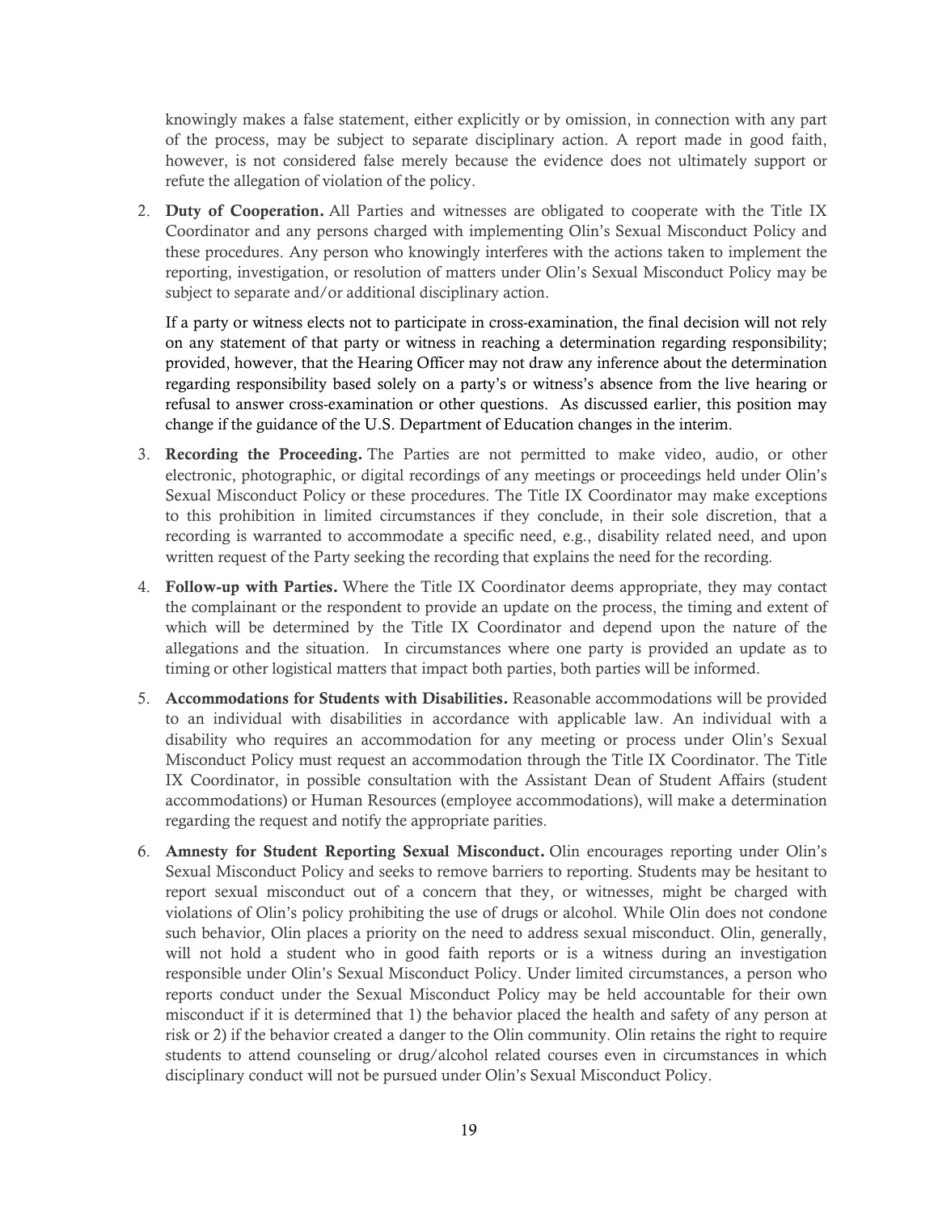knowingly makes a false statement, either explicitly or by omission, in connection with any part of the process, may be subject to separate disciplinary action. A report made in good faith, however, is not considered false merely because the evidence does not ultimately support or refute the allegation of violation of the policy.

2. **Duty of Cooperation.** All Parties and witnesses are obligated to cooperate with the Title IX Coordinator and any persons charged with implementing Olin's Sexual Misconduct Policy and these procedures. Any person who knowingly interferes with the actions taken to implement the reporting, investigation, or resolution of matters under Olin's Sexual Misconduct Policy may be subject to separate and/or additional disciplinary action.

   If a party or witness elects not to participate in cross-examination, the final decision will not rely on any statement of that party or witness in reaching a determination regarding responsibility; provided, however, that the Hearing Officer may not draw any inference about the determination regarding responsibility based solely on a party's or witness's absence from the live hearing or refusal to answer cross-examination or other questions. As discussed earlier, this position may change if the guidance of the U.S. Department of Education changes in the interim.

3. **Recording the Proceeding.** The Parties are not permitted to make video, audio, or other electronic, photographic, or digital recordings of any meetings or proceedings held under Olin's Sexual Misconduct Policy or these procedures. The Title IX Coordinator may make exceptions to this prohibition in limited circumstances if they conclude, in their sole discretion, that a recording is warranted to accommodate a specific need, e.g., disability related need, and upon written request of the Party seeking the recording that explains the need for the recording.

4. **Follow-up with Parties.** Where the Title IX Coordinator deems appropriate, they may contact the complainant or the respondent to provide an update on the process, the timing and extent of which will be determined by the Title IX Coordinator and depend upon the nature of the allegations and the situation. In circumstances where one party is provided an update as to timing or other logistical matters that impact both parties, both parties will be informed.

5. **Accommodations for Students with Disabilities.** Reasonable accommodations will be provided to an individual with disabilities in accordance with applicable law. An individual with a disability who requires an accommodation for any meeting or process under Olin's Sexual Misconduct Policy must request an accommodation through the Title IX Coordinator. The Title IX Coordinator, in possible consultation with the Assistant Dean of Student Affairs (student accommodations) or Human Resources (employee accommodations), will make a determination regarding the request and notify the appropriate parities.

6. **Amnesty for Student Reporting Sexual Misconduct.** Olin encourages reporting under Olin's Sexual Misconduct Policy and seeks to remove barriers to reporting. Students may be hesitant to report sexual misconduct out of a concern that they, or witnesses, might be charged with violations of Olin's policy prohibiting the use of drugs or alcohol. While Olin does not condone such behavior, Olin places a priority on the need to address sexual misconduct. Olin, generally, will not hold a student who in good faith reports or is a witness during an investigation responsible under Olin's Sexual Misconduct Policy. Under limited circumstances, a person who reports conduct under the Sexual Misconduct Policy may be held accountable for their own misconduct if it is determined that 1) the behavior placed the health and safety of any person at risk or 2) if the behavior created a danger to the Olin community. Olin retains the right to require students to attend counseling or drug/alcohol related courses even in circumstances in which disciplinary conduct will not be pursued under Olin's Sexual Misconduct Policy.